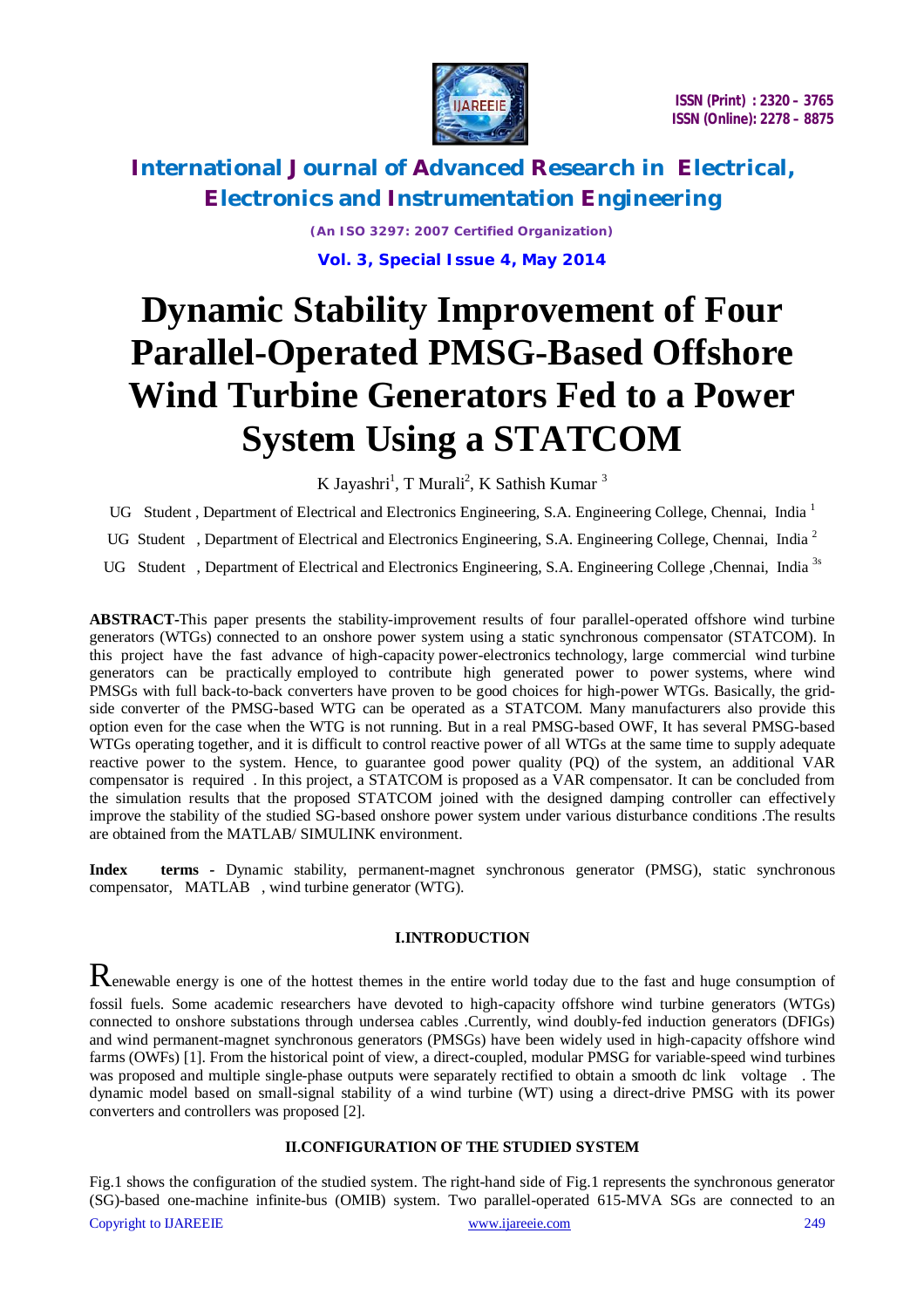# International Journal of Advanced Research in Electrical, Electronics and Instrumentation Engineering

*(An ISO 3297: 2007 Certified Organization)*

**Vol. 3, Special Issue 4, May 2014**

# Dynamic Stability Improvement of Four Parallel-Operated PMSG-Based Offshore Wind Turbine Generators Fed to a Power System Using a STATCOM

K Jayashri[1], T Murali[2], K Sathish Kumar [3]

UG Student , Department of Electrical and Electronics Engineering, S.A. Engineering College, Chennai, India [1]

UG Student , Department of Electrical and Electronics Engineering, S.A. Engineering College, Chennai, India [2]

UG Student , Department of Electrical and Electronics Engineering, S.A. Engineering College ,Chennai, India [3s]

**ABSTRACT**-This paper presents the stability-improvement results of four parallel-operated offshore wind turbine generators (WTGs) connected to an onshore power system using a static synchronous compensator (STATCOM). In this project have the fast advance of high-capacity power-electronics technology, large commercial wind turbine generators can be practically employed to contribute high generated power to power systems, where wind PMSGs with full back-to-back converters have proven to be good choices for high-power WTGs. Basically, the grid-side converter of the PMSG-based WTG can be operated as a STATCOM. Many manufacturers also provide this option even for the case when the WTG is not running. But in a real PMSG-based OWF, It has several PMSG-based WTGs operating together, and it is difficult to control reactive power of all WTGs at the same time to supply adequate reactive power to the system. Hence, to guarantee good power quality (PQ) of the system, an additional VAR compensator is required . In this project, a STATCOM is proposed as a VAR compensator. It can be concluded from the simulation results that the proposed STATCOM joined with the designed damping controller can effectively improve the stability of the studied SG-based onshore power system under various disturbance conditions .The results are obtained from the MATLAB/ SIMULINK environment.

**Index terms -** Dynamic stability, permanent-magnet synchronous generator (PMSG), static synchronous compensator, MATLAB , wind turbine generator (WTG).

## I.INTRODUCTION

Renewable energy is one of the hottest themes in the entire world today due to the fast and huge consumption of fossil fuels. Some academic researchers have devoted to high-capacity offshore wind turbine generators (WTGs) connected to onshore substations through undersea cables .Currently, wind doubly-fed induction generators (DFIGs) and wind permanent-magnet synchronous generators (PMSGs) have been widely used in high-capacity offshore wind farms (OWFs) [1]. From the historical point of view, a direct-coupled, modular PMSG for variable-speed wind turbines was proposed and multiple single-phase outputs were separately rectified to obtain a smooth dc link voltage . The dynamic model based on small-signal stability of a wind turbine (WT) using a direct-drive PMSG with its power converters and controllers was proposed [2].

## II.CONFIGURATION OF THE STUDIED SYSTEM

Fig.1 shows the configuration of the studied system. The right-hand side of Fig.1 represents the synchronous generator (SG)-based one-machine infinite-bus (OMIB) system. Two parallel-operated 615-MVA SGs are connected to an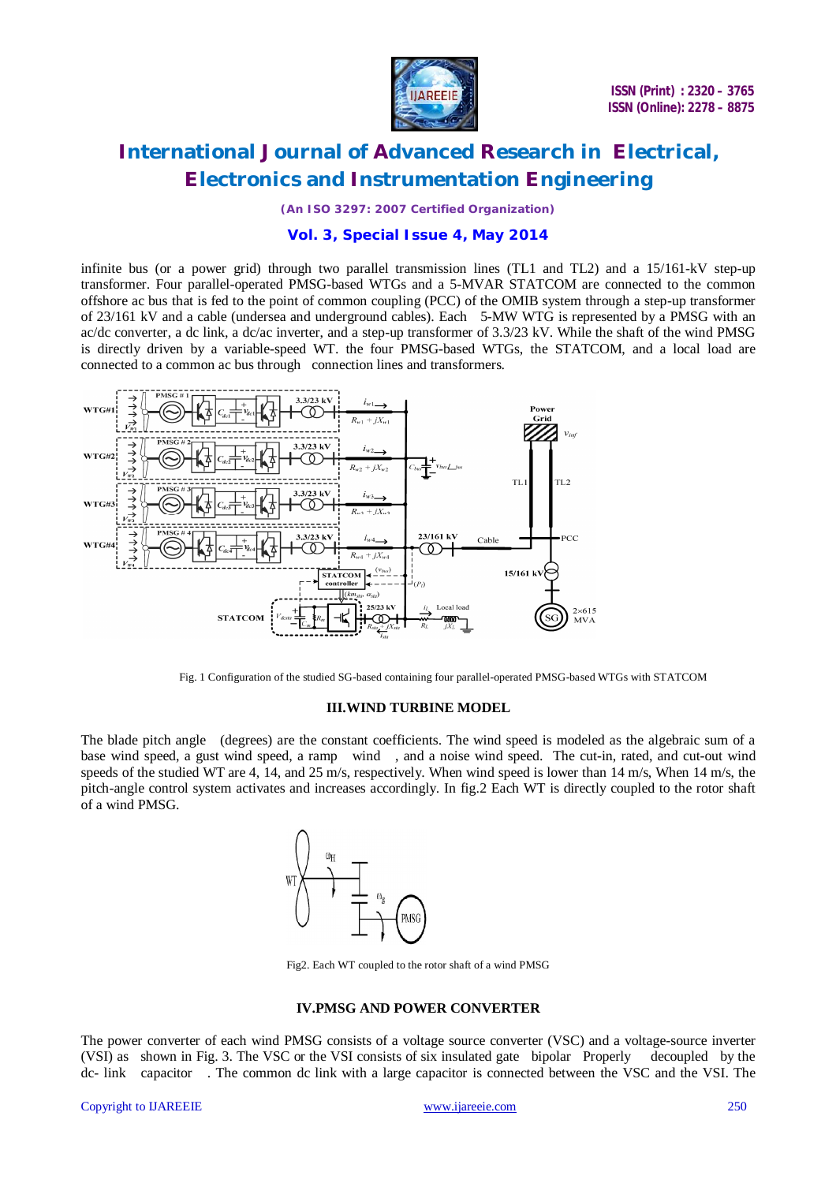infinite bus (or a power grid) through two parallel transmission lines (TL1 and TL2) and a 15/161-kV step-up transformer. Four parallel-operated PMSG-based WTGs and a 5-MVAR STATCOM are connected to the common offshore ac bus that is fed to the point of common coupling (PCC) of the OMIB system through a step-up transformer of 23/161 kV and a cable (undersea and underground cables). Each 5-MW WTG is represented by a PMSG with an ac/dc converter, a dc link, a dc/ac inverter, and a step-up transformer of 3.3/23 kV. While the shaft of the wind PMSG is directly driven by a variable-speed WT. the four PMSG-based WTGs, the STATCOM, and a local load are connected to a common ac bus through connection lines and transformers.

Fig. 1 Configuration of the studied SG-based containing four parallel-operated PMSG-based WTGs with STATCOM

## III.WIND TURBINE MODEL

The blade pitch angle (degrees) are the constant coefficients. The wind speed is modeled as the algebraic sum of a base wind speed, a gust wind speed, a ramp wind , and a noise wind speed. The cut-in, rated, and cut-out wind speeds of the studied WT are 4, 14, and 25 m/s, respectively. When wind speed is lower than 14 m/s, When 14 m/s, the pitch-angle control system activates and increases accordingly. In fig.2 Each WT is directly coupled to the rotor shaft of a wind PMSG.

Fig2. Each WT coupled to the rotor shaft of a wind PMSG

## IV.PMSG AND POWER CONVERTER

The power converter of each wind PMSG consists of a voltage source converter (VSC) and a voltage-source inverter (VSI) as shown in Fig. 3. The VSC or the VSI consists of six insulated gate bipolar Properly decoupled by the dc- link capacitor . The common dc link with a large capacitor is connected between the VSC and the VSI. The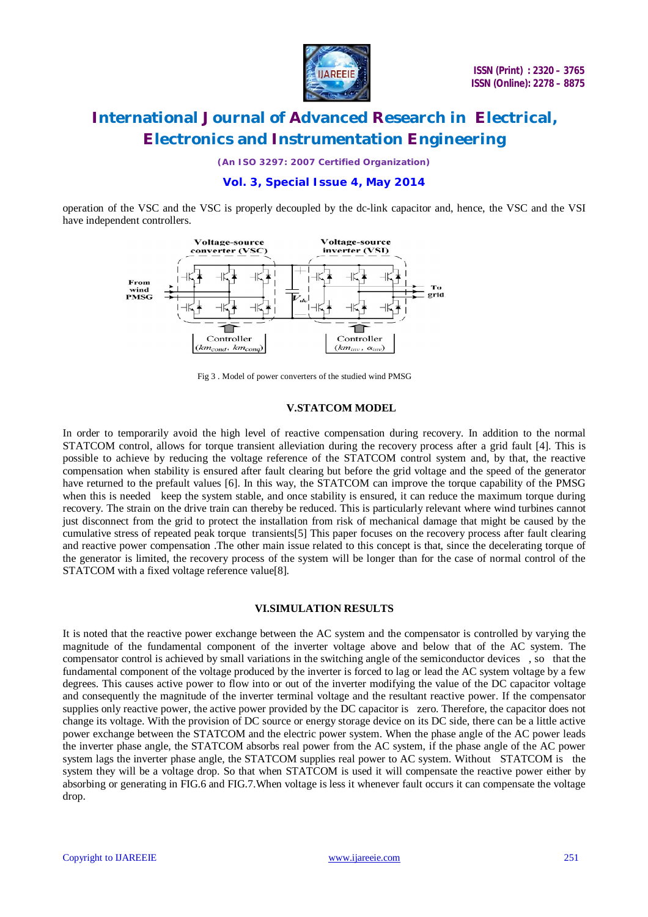operation of the VSC and the VSC is properly decoupled by the dc-link capacitor and, hence, the VSC and the VSI have independent controllers.

Fig 3 . Model of power converters of the studied wind PMSG

## V.STATCOM MODEL

In order to temporarily avoid the high level of reactive compensation during recovery. In addition to the normal STATCOM control, allows for torque transient alleviation during the recovery process after a grid fault [4]. This is possible to achieve by reducing the voltage reference of the STATCOM control system and, by that, the reactive compensation when stability is ensured after fault clearing but before the grid voltage and the speed of the generator have returned to the prefault values [6]. In this way, the STATCOM can improve the torque capability of the PMSG when this is needed keep the system stable, and once stability is ensured, it can reduce the maximum torque during recovery. The strain on the drive train can thereby be reduced. This is particularly relevant where wind turbines cannot just disconnect from the grid to protect the installation from risk of mechanical damage that might be caused by the cumulative stress of repeated peak torque transients[5] This paper focuses on the recovery process after fault clearing and reactive power compensation .The other main issue related to this concept is that, since the decelerating torque of the generator is limited, the recovery process of the system will be longer than for the case of normal control of the STATCOM with a fixed voltage reference value[8].

## VI.SIMULATION RESULTS

It is noted that the reactive power exchange between the AC system and the compensator is controlled by varying the magnitude of the fundamental component of the inverter voltage above and below that of the AC system. The compensator control is achieved by small variations in the switching angle of the semiconductor devices , so that the fundamental component of the voltage produced by the inverter is forced to lag or lead the AC system voltage by a few degrees. This causes active power to flow into or out of the inverter modifying the value of the DC capacitor voltage and consequently the magnitude of the inverter terminal voltage and the resultant reactive power. If the compensator supplies only reactive power, the active power provided by the DC capacitor is zero. Therefore, the capacitor does not change its voltage. With the provision of DC source or energy storage device on its DC side, there can be a little active power exchange between the STATCOM and the electric power system. When the phase angle of the AC power leads the inverter phase angle, the STATCOM absorbs real power from the AC system, if the phase angle of the AC power system lags the inverter phase angle, the STATCOM supplies real power to AC system. Without STATCOM is the system they will be a voltage drop. So that when STATCOM is used it will compensate the reactive power either by absorbing or generating in FIG.6 and FIG.7.When voltage is less it whenever fault occurs it can compensate the voltage drop.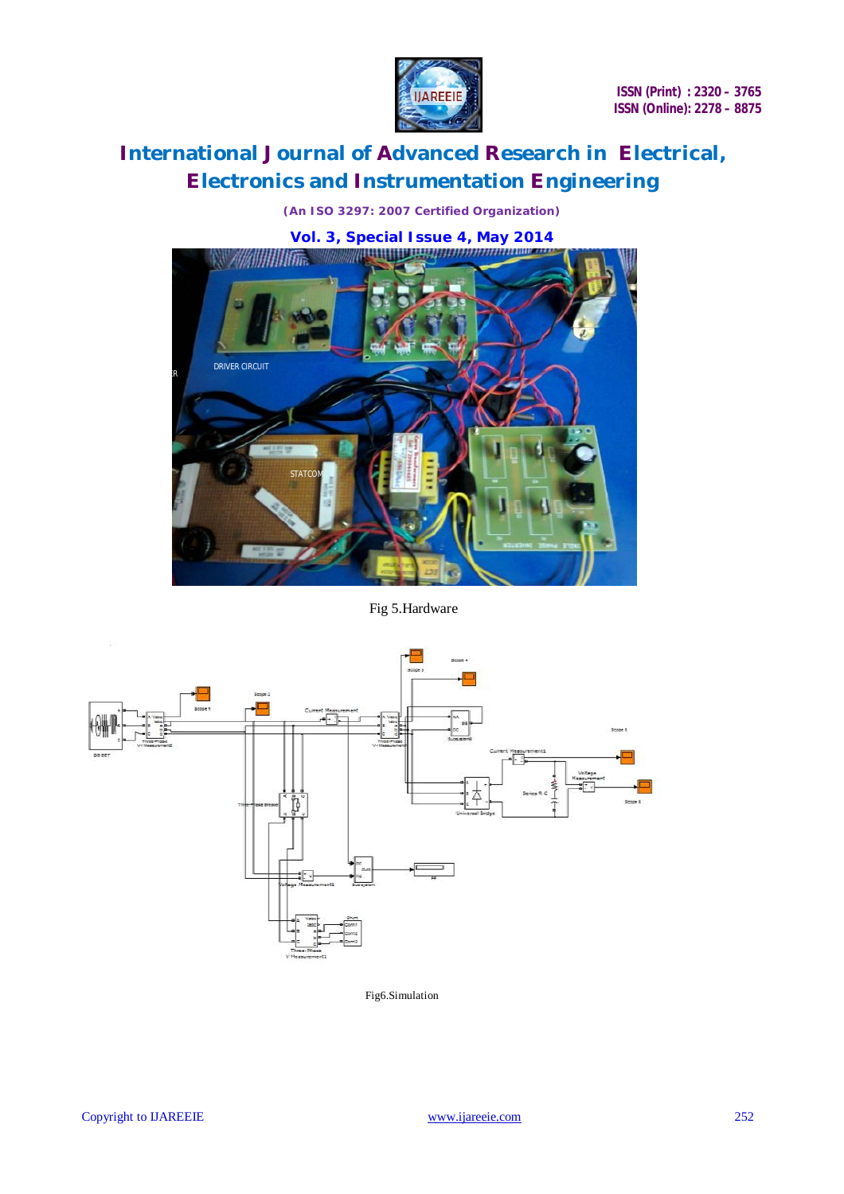Fig 5.Hardware

Fig6.Simulation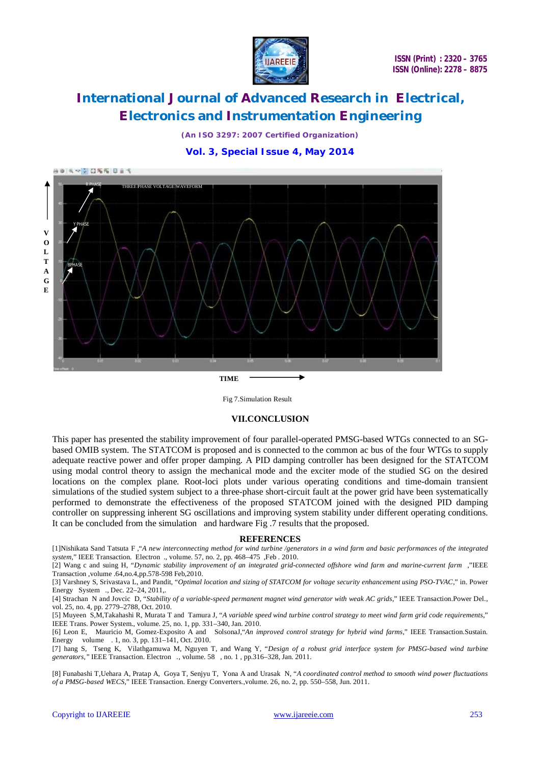THREE PHASE VOLTAGE WAVEFORM

R PHASE

Y PHASE

B PHASE

VOLTAGE

TIME

Fig 7.Simulation Result

## VII.CONCLUSION

This paper has presented the stability improvement of four parallel-operated PMSG-based WTGs connected to an SG-based OMIB system. The STATCOM is proposed and is connected to the common ac bus of the four WTGs to supply adequate reactive power and offer proper damping. A PID damping controller has been designed for the STATCOM using modal control theory to assign the mechanical mode and the exciter mode of the studied SG on the desired locations on the complex plane. Root-loci plots under various operating conditions and time-domain transient simulations of the studied system subject to a three-phase short-circuit fault at the power grid have been systematically performed to demonstrate the effectiveness of the proposed STATCOM joined with the designed PID damping controller on suppressing inherent SG oscillations and improving system stability under different operating conditions. It can be concluded from the simulation and hardware Fig .7 results that the proposed.

## REFERENCES

[1]Nishikata Sand Tatsuta F ,"*A new interconnecting method for wind turbine /generators in a wind farm and basic performances of the integrated system*," IEEE Transaction. Electron ., volume. 57, no. 2, pp. 468–475 ,Feb . 2010.

[2] Wang c and suing H, "*Dynamic stability improvement of an integrated grid-connected offshore wind farm and marine-current farm* ,"IEEE Transaction ,volume .64,no.4,pp.578-598 Feb,2010.

[3] Varshney S, Srivastava L, and Pandit, "*Optimal location and sizing of STATCOM for voltage security enhancement using PSO-TVAC*," in. Power Energy System ., Dec. 22–24, 2011,.

[4] Strachan N and Jovcic D, "*Stability of a variable-speed permanent magnet wind generator with weak AC grids*," IEEE Transaction.Power Del., vol. 25, no. 4, pp. 2779–2788, Oct. 2010.

[5] Muyeen S,M,Takahashi R, Murata T and Tamura J, "*A variable speed wind turbine control strategy to meet wind farm grid code requirements*," IEEE Trans. Power System., volume. 25, no. 1, pp. 331–340, Jan. 2010.

[6] Leon E, Mauricio M, Gomez-Exposito A and SolsonaJ,"*An improved control strategy for hybrid wind farms*," IEEE Transaction.Sustain. Energy volume . 1, no. 3, pp. 131–141, Oct. 2010.

[7] hang S, Tseng K, Vilathgamuwa M, Nguyen T, and Wang Y, "*Design of a robust grid interface system for PMSG-based wind turbine generators,"* IEEE Transaction. Electron ., volume. 58 , no. 1 , pp.316–328, Jan. 2011.

[8] Funabashi T,Uehara A, Pratap A, Goya T, Senjyu T, Yona A and Urasak N, "*A coordinated control method to smooth wind power fluctuations of a PMSG-based WECS*," IEEE Transaction. Energy Converters.,volume. 26, no. 2, pp. 550–558, Jun. 2011.